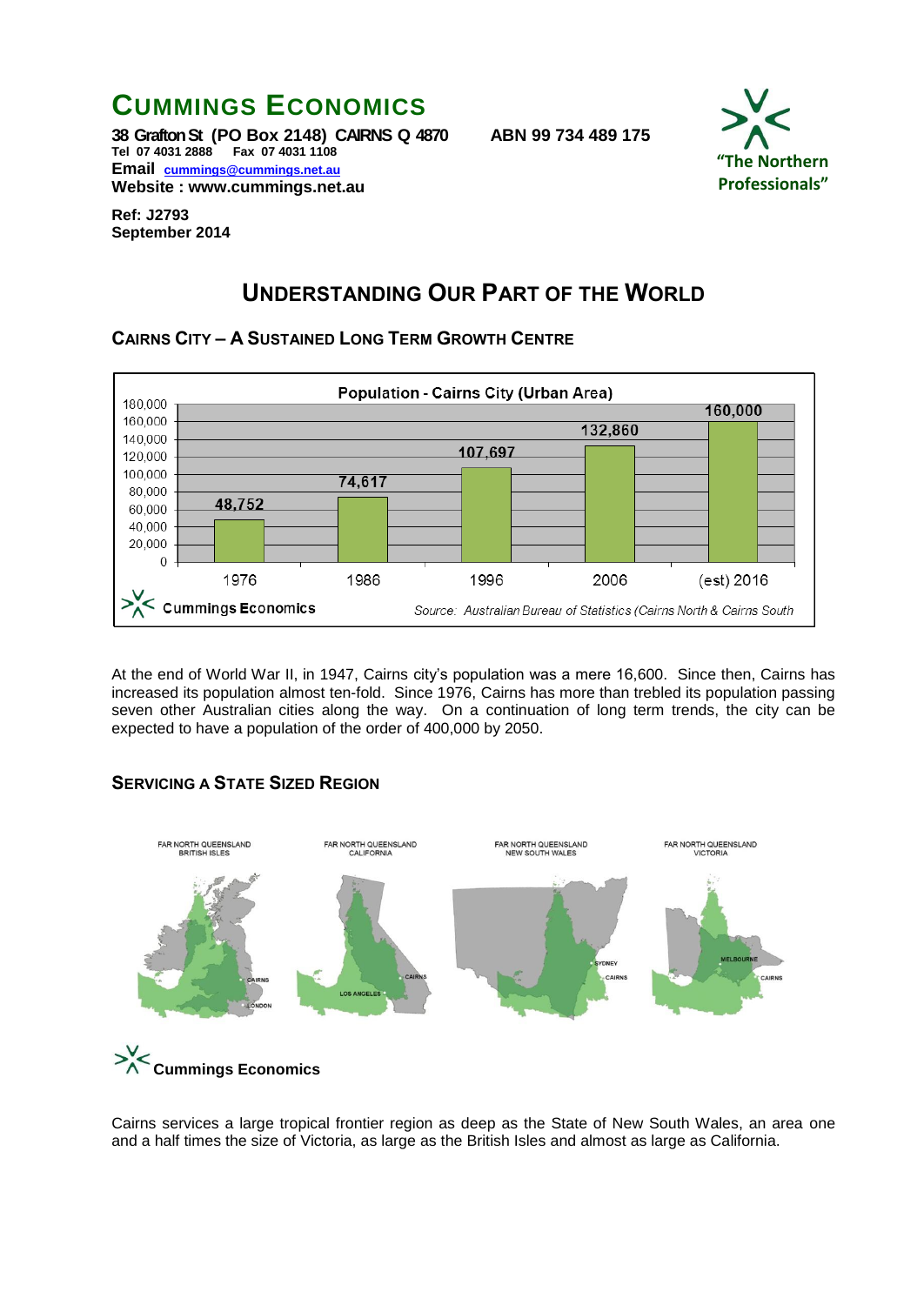# CUMMINGS ECONOMICS

**38 Grafton St (PO Box 2148) CAIRNS Q 4870 ABN 99 734 489 175**
**Tel 07 4031 2888 Fax 07 4031 1108**
**Email cummings@cummings.net.au**
**Website : www.cummings.net.au**

"The Northern Professionals"

**Ref: J2793**
**September 2014**

## UNDERSTANDING OUR PART OF THE WORLD

### CAIRNS CITY – A SUSTAINED LONG TERM GROWTH CENTRE

**Population - Cairns City (Urban Area)**

| Year | Population |
|---|---|
| 1976 | 48,752 |
| 1986 | 74,617 |
| 1996 | 107,697 |
| 2006 | 132,860 |
| (est) 2016 | 160,000 |

Cummings Economics — *Source: Australian Bureau of Statistics (Cairns North & Cairns South*

At the end of World War II, in 1947, Cairns city's population was a mere 16,600. Since then, Cairns has increased its population almost ten-fold. Since 1976, Cairns has more than trebled its population passing seven other Australian cities along the way. On a continuation of long term trends, the city can be expected to have a population of the order of 400,000 by 2050.

### SERVICING A STATE SIZED REGION

FAR NORTH QUEENSLAND BRITISH ISLES — FAR NORTH QUEENSLAND CALIFORNIA — FAR NORTH QUEENSLAND NEW SOUTH WALES — FAR NORTH QUEENSLAND VICTORIA

**Cummings Economics**

Cairns services a large tropical frontier region as deep as the State of New South Wales, an area one and a half times the size of Victoria, as large as the British Isles and almost as large as California.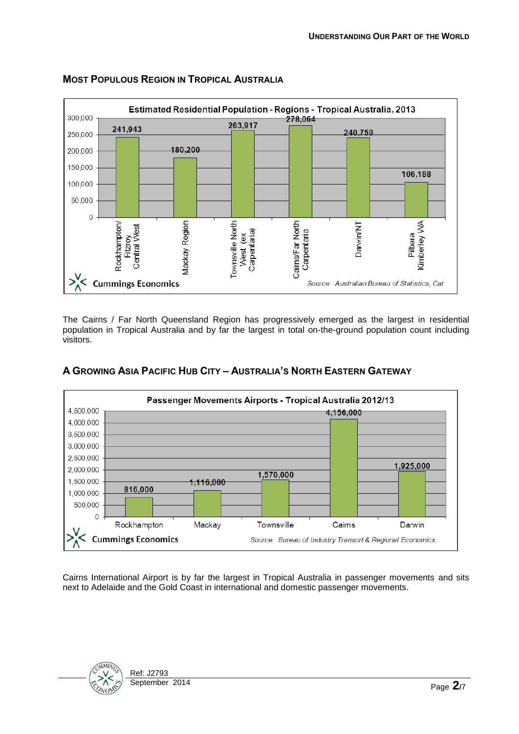## Most Populous Region in Tropical Australia

**Estimated Residential Population - Regions - Tropical Australia, 2013**

| Region | Population |
|---|---|
| Rockhampton/ Fitzroy Central West | 241,943 |
| Mackay Region | 180,200 |
| Townsville North West (ex Carpentaria) | 263,917 |
| Cairns/Far North Carpentaria | 278,064 |
| Darwin/NT | 240,759 |
| Pilbara Kimberley WA | 106,188 |

Cummings Economics

Source: Australian Bureau of Statistics, Cat

The Cairns / Far North Queensland Region has progressively emerged as the largest in residential population in Tropical Australia and by far the largest in total on-the-ground population count including visitors.

## A Growing Asia Pacific Hub City – Australia's North Eastern Gateway

**Passenger Movements Airports - Tropical Australia 2012/13**

| Airport | Passenger Movements |
|---|---|
| Rockhampton | 816,000 |
| Mackay | 1,116,000 |
| Townsville | 1,570,000 |
| Cairns | 4,156,000 |
| Darwin | 1,925,000 |

Cummings Economics

Source: Bureau of Industry Transort & Regional Economics.

Cairns International Airport is by far the largest in Tropical Australia in passenger movements and sits next to Adelaide and the Gold Coast in international and domestic passenger movements.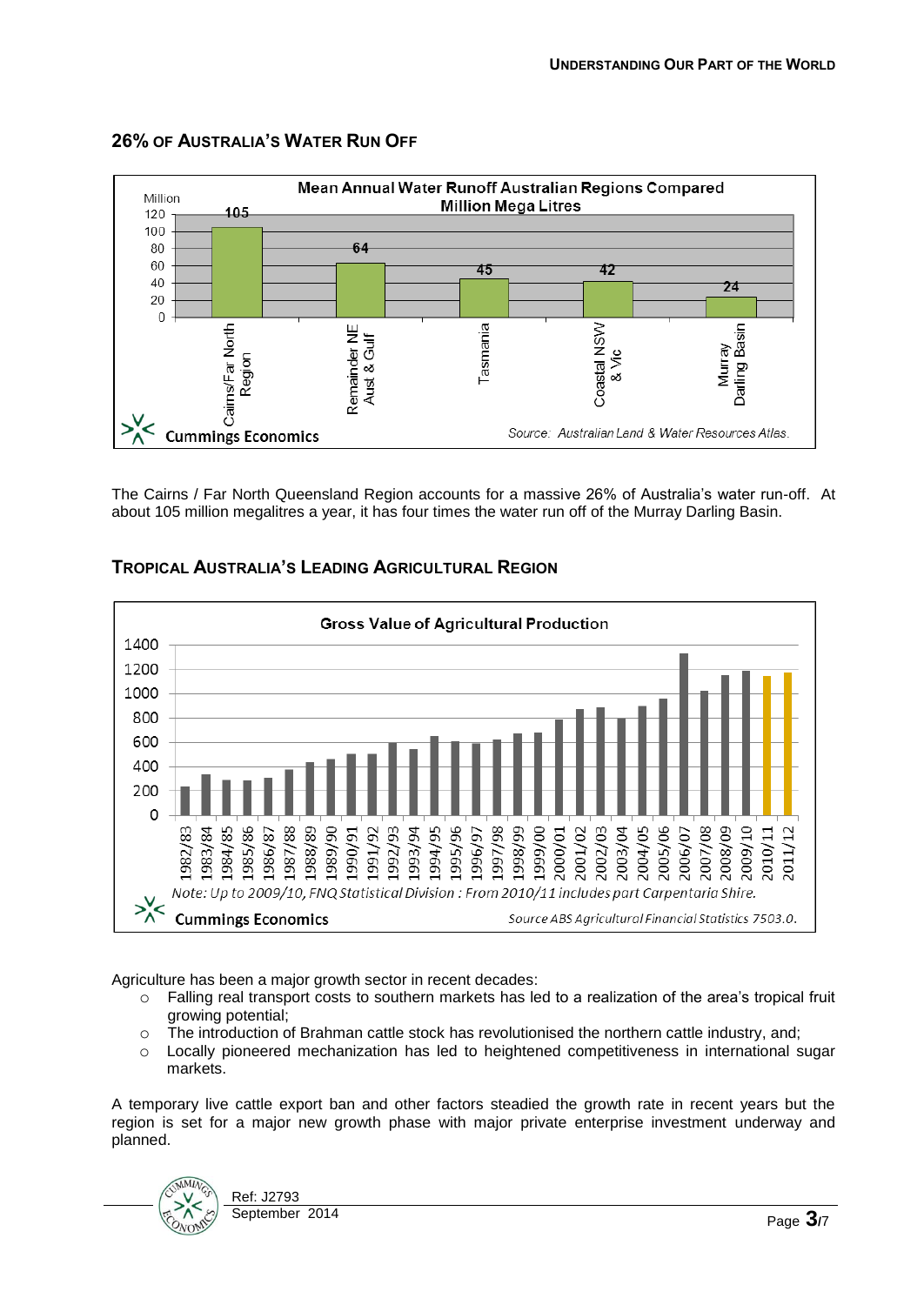## 26% of Australia's Water Run Off

**Mean Annual Water Runoff Australian Regions Compared**
**Million Mega Litres**

| Region | Million Mega Litres |
| --- | --- |
| Cairns/Far North Region | 105 |
| Remainder NE Aust & Gulf | 64 |
| Tasmania | 45 |
| Coastal NSW & Vic | 42 |
| Murray Darling Basin | 24 |

Cummings Economics

*Source: Australian Land & Water Resources Atlas.*

The Cairns / Far North Queensland Region accounts for a massive 26% of Australia's water run-off. At about 105 million megalitres a year, it has four times the water run off of the Murray Darling Basin.

## Tropical Australia's Leading Agricultural Region

**Gross Value of Agricultural Production**

*Note: Up to 2009/10, FNQ Statistical Division : From 2010/11 includes part Carpentaria Shire.*

Cummings Economics

*Source ABS Agricultural Financial Statistics 7503.0.*

Agriculture has been a major growth sector in recent decades:

- Falling real transport costs to southern markets has led to a realization of the area's tropical fruit growing potential;
- The introduction of Brahman cattle stock has revolutionised the northern cattle industry, and;
- Locally pioneered mechanization has led to heightened competitiveness in international sugar markets.

A temporary live cattle export ban and other factors steadied the growth rate in recent years but the region is set for a major new growth phase with major private enterprise investment underway and planned.

Ref: J2793
September 2014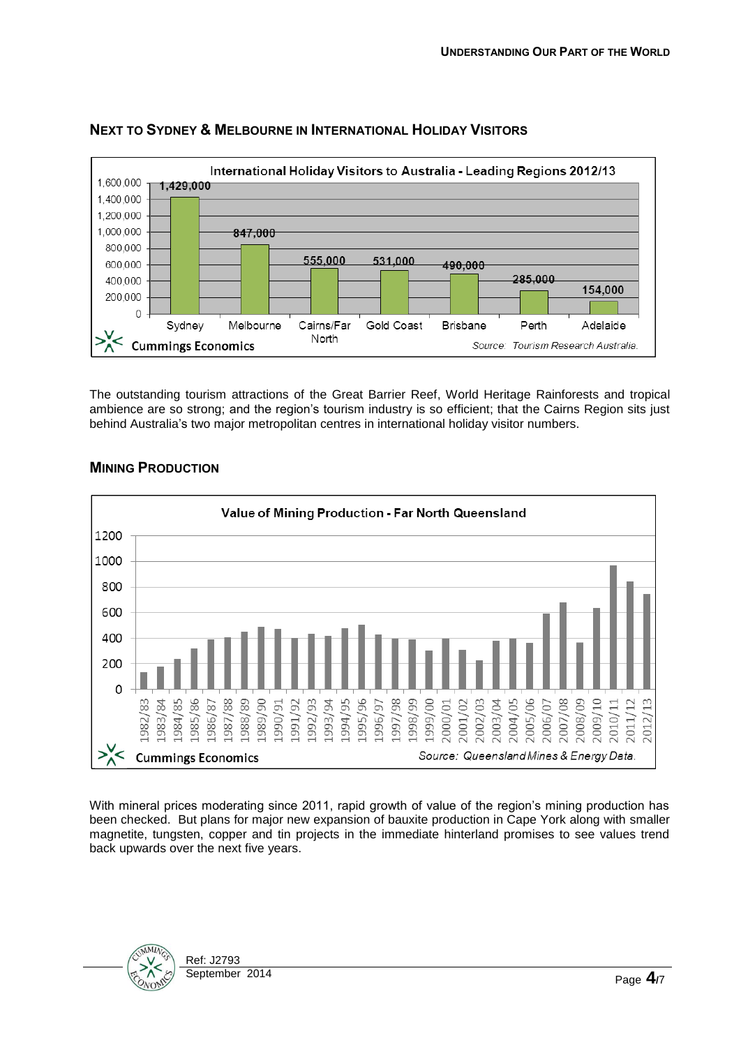## Next to Sydney & Melbourne in International Holiday Visitors

International Holiday Visitors to Australia - Leading Regions 2012/13

| Region | Visitors |
|---|---|
| Sydney | 1,429,000 |
| Melbourne | 847,000 |
| Cairns/Far North | 555,000 |
| Gold Coast | 531,000 |
| Brisbane | 490,000 |
| Perth | 285,000 |
| Adelaide | 154,000 |

Cummings Economics — *Source: Tourism Research Australia.*

The outstanding tourism attractions of the Great Barrier Reef, World Heritage Rainforests and tropical ambience are so strong; and the region's tourism industry is so efficient; that the Cairns Region sits just behind Australia's two major metropolitan centres in international holiday visitor numbers.

## Mining Production

Value of Mining Production - Far North Queensland

Cummings Economics — *Source: Queensland Mines & Energy Data.*

With mineral prices moderating since 2011, rapid growth of value of the region's mining production has been checked. But plans for major new expansion of bauxite production in Cape York along with smaller magnetite, tungsten, copper and tin projects in the immediate hinterland promises to see values trend back upwards over the next five years.

Ref: J2793
September 2014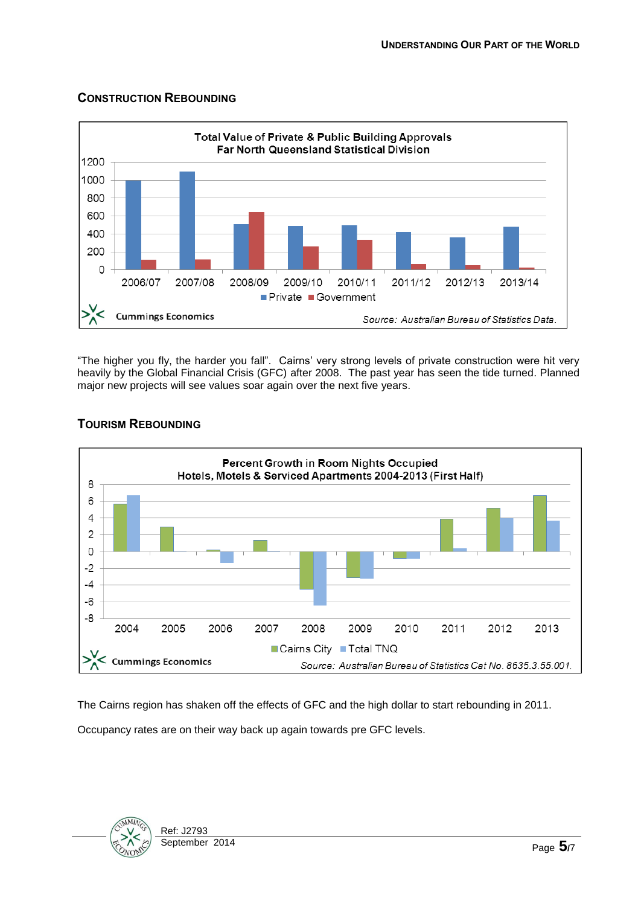## CONSTRUCTION REBOUNDING

"The higher you fly, the harder you fall". Cairns' very strong levels of private construction were hit very heavily by the Global Financial Crisis (GFC) after 2008. The past year has seen the tide turned. Planned major new projects will see values soar again over the next five years.

## TOURISM REBOUNDING

The Cairns region has shaken off the effects of GFC and the high dollar to start rebounding in 2011.

Occupancy rates are on their way back up again towards pre GFC levels.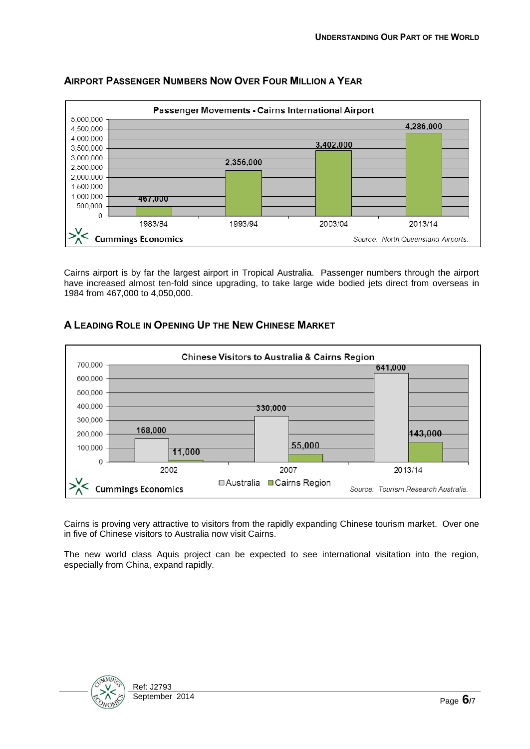## Airport Passenger Numbers Now Over Four Million a Year

**Passenger Movements - Cairns International Airport**

| Year | Passengers |
|---|---|
| 1983/84 | 467,000 |
| 1993/94 | 2,356,000 |
| 2003/04 | 3,402,000 |
| 2013/14 | 4,286,000 |

Cummings Economics — Source: North Queensland Airports.

Cairns airport is by far the largest airport in Tropical Australia. Passenger numbers through the airport have increased almost ten-fold since upgrading, to take large wide bodied jets direct from overseas in 1984 from 467,000 to 4,050,000.

## A Leading Role in Opening Up the New Chinese Market

**Chinese Visitors to Australia & Cairns Region**

| Year | Australia | Cairns Region |
|---|---|---|
| 2002 | 168,000 | 11,000 |
| 2007 | 330,000 | 55,000 |
| 2013/14 | 641,000 | 143,000 |

Cummings Economics — Source: Tourism Research Australia.

Cairns is proving very attractive to visitors from the rapidly expanding Chinese tourism market. Over one in five of Chinese visitors to Australia now visit Cairns.

The new world class Aquis project can be expected to see international visitation into the region, especially from China, expand rapidly.

Ref: J2793
September 2014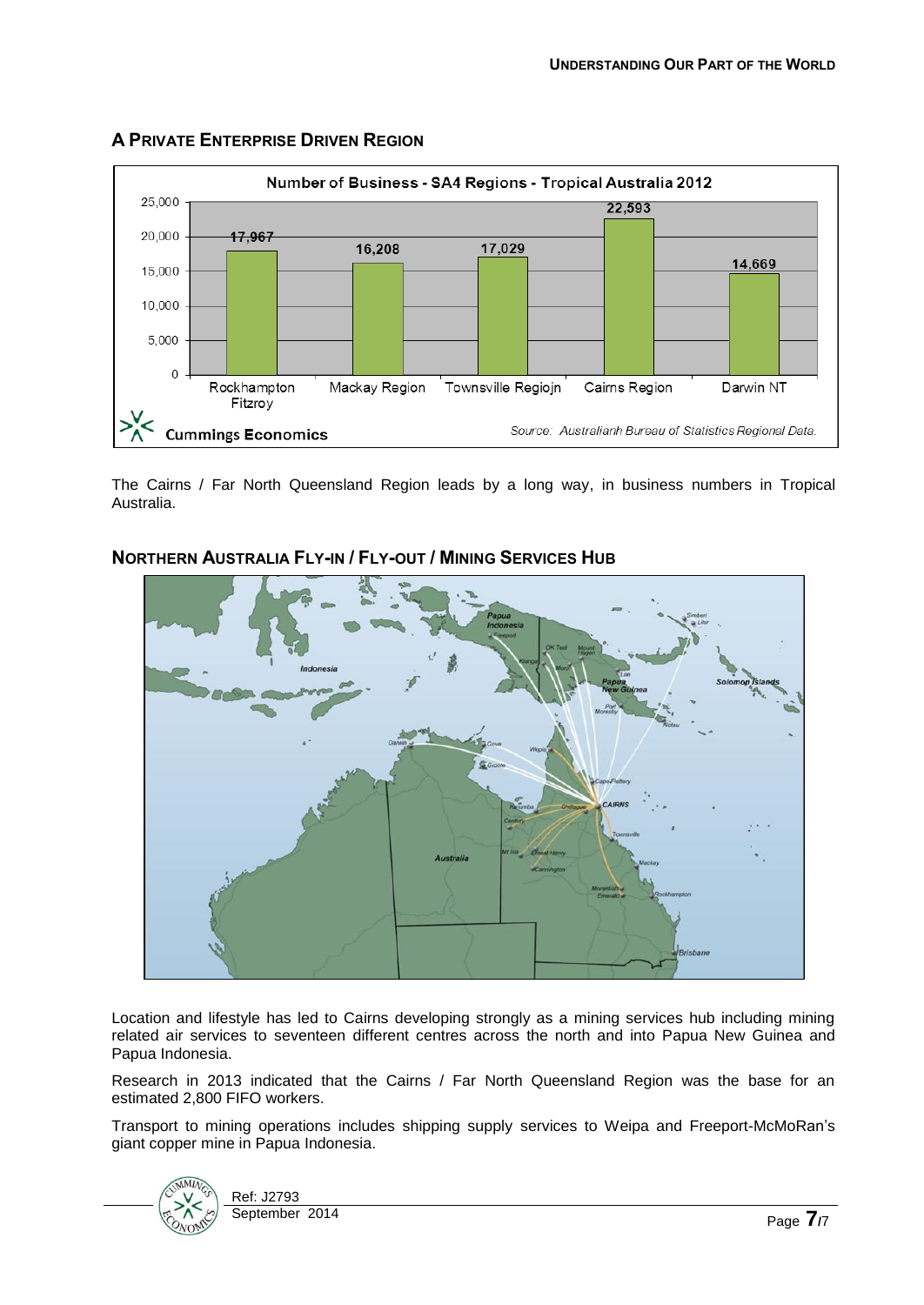## A Private Enterprise Driven Region

Number of Business - SA4 Regions - Tropical Australia 2012

25,000
20,000
15,000
10,000
5,000
0

17,967
16,208
17,029
22,593
14,669

Rockhampton Fitzroy
Mackay Region
Townsville Regiojn
Cairns Region
Darwin NT

Cummings Economics

Source: Australianh Bureau of Statistics Regional Data.

The Cairns / Far North Queensland Region leads by a long way, in business numbers in Tropical Australia.

## Northern Australia Fly-in / Fly-out / Mining Services Hub

Papua Indonesia
Freeport
OK Tedi
Mount Hagen
Kiunga
Moro
Lae
Papua New Guinea
Port Moresby
Alotau
Simberi
Lihir
Solomon Islands
Indonesia
Darwin
Gove
Groote
Weipa
Cape Flattery
CAIRNS
Karumba
Chillagoe
Century
Mt Isa
Ernest Henry
Cannington
Townsville
Mackay
Australia
Moranbah
Emerald
Rockhampton
Brisbane

Location and lifestyle has led to Cairns developing strongly as a mining services hub including mining related air services to seventeen different centres across the north and into Papua New Guinea and Papua Indonesia.

Research in 2013 indicated that the Cairns / Far North Queensland Region was the base for an estimated 2,800 FIFO workers.

Transport to mining operations includes shipping supply services to Weipa and Freeport-McMoRan's giant copper mine in Papua Indonesia.